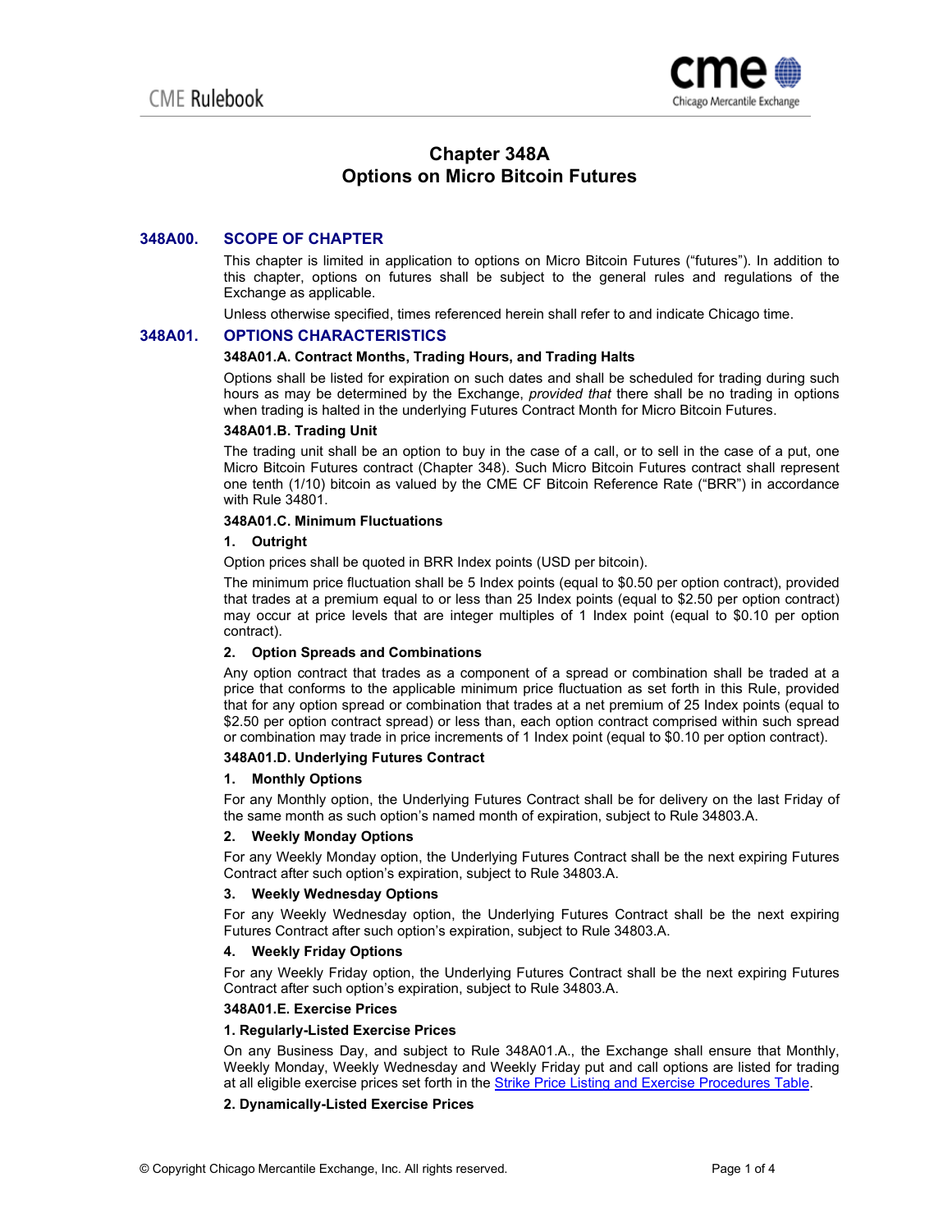# Chapter 348A
# Options on Micro Bitcoin Futures

## 348A00. SCOPE OF CHAPTER

This chapter is limited in application to options on Micro Bitcoin Futures ("futures"). In addition to this chapter, options on futures shall be subject to the general rules and regulations of the Exchange as applicable.

Unless otherwise specified, times referenced herein shall refer to and indicate Chicago time.

## 348A01. OPTIONS CHARACTERISTICS

### 348A01.A. Contract Months, Trading Hours, and Trading Halts

Options shall be listed for expiration on such dates and shall be scheduled for trading during such hours as may be determined by the Exchange, *provided that* there shall be no trading in options when trading is halted in the underlying Futures Contract Month for Micro Bitcoin Futures.

### 348A01.B. Trading Unit

The trading unit shall be an option to buy in the case of a call, or to sell in the case of a put, one Micro Bitcoin Futures contract (Chapter 348). Such Micro Bitcoin Futures contract shall represent one tenth (1/10) bitcoin as valued by the CME CF Bitcoin Reference Rate ("BRR") in accordance with Rule 34801.

### 348A01.C. Minimum Fluctuations

**1. Outright**

Option prices shall be quoted in BRR Index points (USD per bitcoin).

The minimum price fluctuation shall be 5 Index points (equal to $0.50 per option contract), provided that trades at a premium equal to or less than 25 Index points (equal to $2.50 per option contract) may occur at price levels that are integer multiples of 1 Index point (equal to $0.10 per option contract).

**2. Option Spreads and Combinations**

Any option contract that trades as a component of a spread or combination shall be traded at a price that conforms to the applicable minimum price fluctuation as set forth in this Rule, provided that for any option spread or combination that trades at a net premium of 25 Index points (equal to $2.50 per option contract spread) or less than, each option contract comprised within such spread or combination may trade in price increments of 1 Index point (equal to $0.10 per option contract).

### 348A01.D. Underlying Futures Contract

**1. Monthly Options**

For any Monthly option, the Underlying Futures Contract shall be for delivery on the last Friday of the same month as such option's named month of expiration, subject to Rule 34803.A.

**2. Weekly Monday Options**

For any Weekly Monday option, the Underlying Futures Contract shall be the next expiring Futures Contract after such option's expiration, subject to Rule 34803.A.

**3. Weekly Wednesday Options**

For any Weekly Wednesday option, the Underlying Futures Contract shall be the next expiring Futures Contract after such option's expiration, subject to Rule 34803.A.

**4. Weekly Friday Options**

For any Weekly Friday option, the Underlying Futures Contract shall be the next expiring Futures Contract after such option's expiration, subject to Rule 34803.A.

### 348A01.E. Exercise Prices

**1. Regularly-Listed Exercise Prices**

On any Business Day, and subject to Rule 348A01.A., the Exchange shall ensure that Monthly, Weekly Monday, Weekly Wednesday and Weekly Friday put and call options are listed for trading at all eligible exercise prices set forth in the Strike Price Listing and Exercise Procedures Table.

**2. Dynamically-Listed Exercise Prices**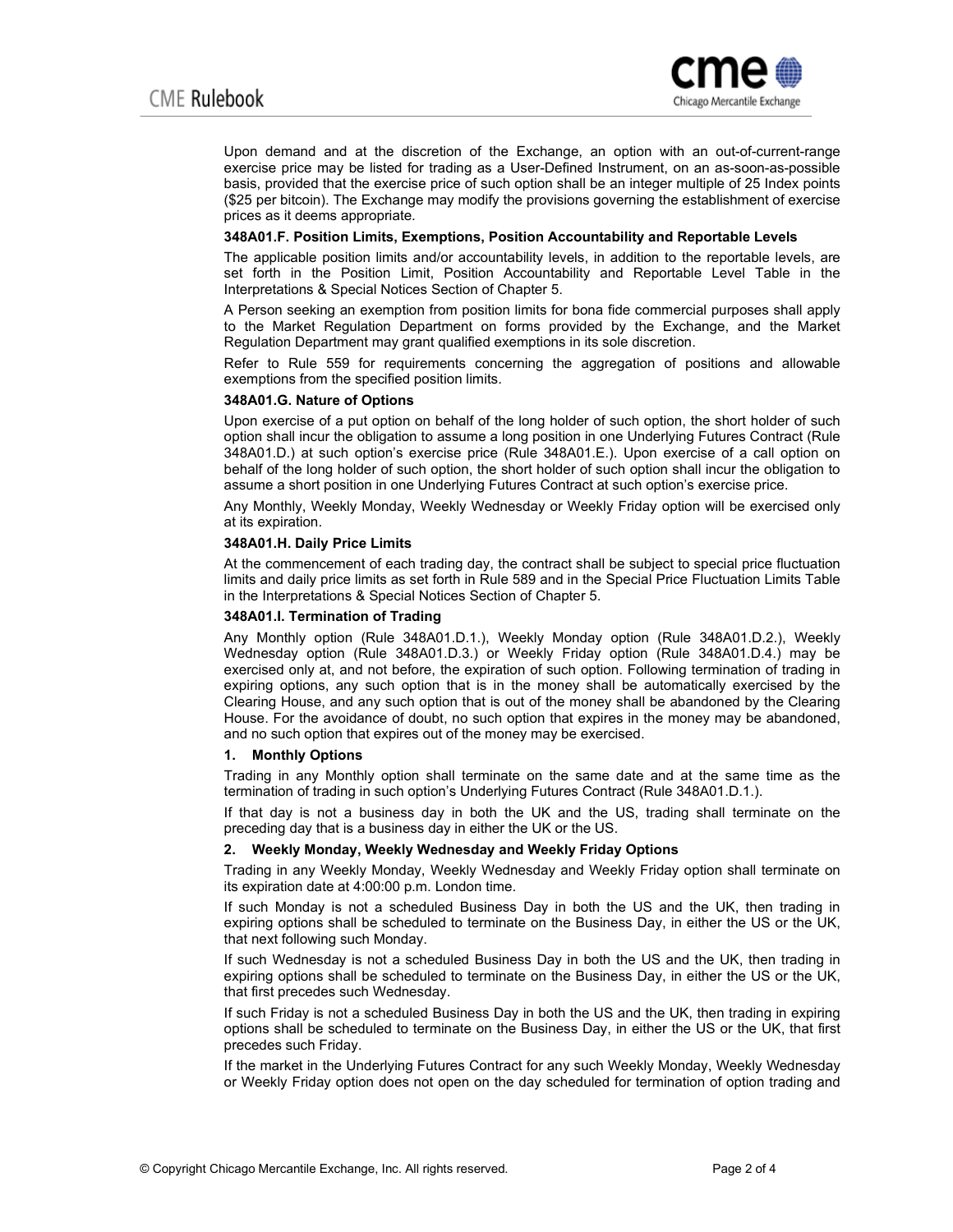Upon demand and at the discretion of the Exchange, an option with an out-of-current-range exercise price may be listed for trading as a User-Defined Instrument, on an as-soon-as-possible basis, provided that the exercise price of such option shall be an integer multiple of 25 Index points ($25 per bitcoin). The Exchange may modify the provisions governing the establishment of exercise prices as it deems appropriate.

**348A01.F. Position Limits, Exemptions, Position Accountability and Reportable Levels**

The applicable position limits and/or accountability levels, in addition to the reportable levels, are set forth in the Position Limit, Position Accountability and Reportable Level Table in the Interpretations & Special Notices Section of Chapter 5.

A Person seeking an exemption from position limits for bona fide commercial purposes shall apply to the Market Regulation Department on forms provided by the Exchange, and the Market Regulation Department may grant qualified exemptions in its sole discretion.

Refer to Rule 559 for requirements concerning the aggregation of positions and allowable exemptions from the specified position limits.

**348A01.G. Nature of Options**

Upon exercise of a put option on behalf of the long holder of such option, the short holder of such option shall incur the obligation to assume a long position in one Underlying Futures Contract (Rule 348A01.D.) at such option's exercise price (Rule 348A01.E.). Upon exercise of a call option on behalf of the long holder of such option, the short holder of such option shall incur the obligation to assume a short position in one Underlying Futures Contract at such option's exercise price.

Any Monthly, Weekly Monday, Weekly Wednesday or Weekly Friday option will be exercised only at its expiration.

**348A01.H. Daily Price Limits**

At the commencement of each trading day, the contract shall be subject to special price fluctuation limits and daily price limits as set forth in Rule 589 and in the Special Price Fluctuation Limits Table in the Interpretations & Special Notices Section of Chapter 5.

**348A01.I. Termination of Trading**

Any Monthly option (Rule 348A01.D.1.), Weekly Monday option (Rule 348A01.D.2.), Weekly Wednesday option (Rule 348A01.D.3.) or Weekly Friday option (Rule 348A01.D.4.) may be exercised only at, and not before, the expiration of such option. Following termination of trading in expiring options, any such option that is in the money shall be automatically exercised by the Clearing House, and any such option that is out of the money shall be abandoned by the Clearing House. For the avoidance of doubt, no such option that expires in the money may be abandoned, and no such option that expires out of the money may be exercised.

**1. Monthly Options**

Trading in any Monthly option shall terminate on the same date and at the same time as the termination of trading in such option's Underlying Futures Contract (Rule 348A01.D.1.).

If that day is not a business day in both the UK and the US, trading shall terminate on the preceding day that is a business day in either the UK or the US.

**2. Weekly Monday, Weekly Wednesday and Weekly Friday Options**

Trading in any Weekly Monday, Weekly Wednesday and Weekly Friday option shall terminate on its expiration date at 4:00:00 p.m. London time.

If such Monday is not a scheduled Business Day in both the US and the UK, then trading in expiring options shall be scheduled to terminate on the Business Day, in either the US or the UK, that next following such Monday.

If such Wednesday is not a scheduled Business Day in both the US and the UK, then trading in expiring options shall be scheduled to terminate on the Business Day, in either the US or the UK, that first precedes such Wednesday.

If such Friday is not a scheduled Business Day in both the US and the UK, then trading in expiring options shall be scheduled to terminate on the Business Day, in either the US or the UK, that first precedes such Friday.

If the market in the Underlying Futures Contract for any such Weekly Monday, Weekly Wednesday or Weekly Friday option does not open on the day scheduled for termination of option trading and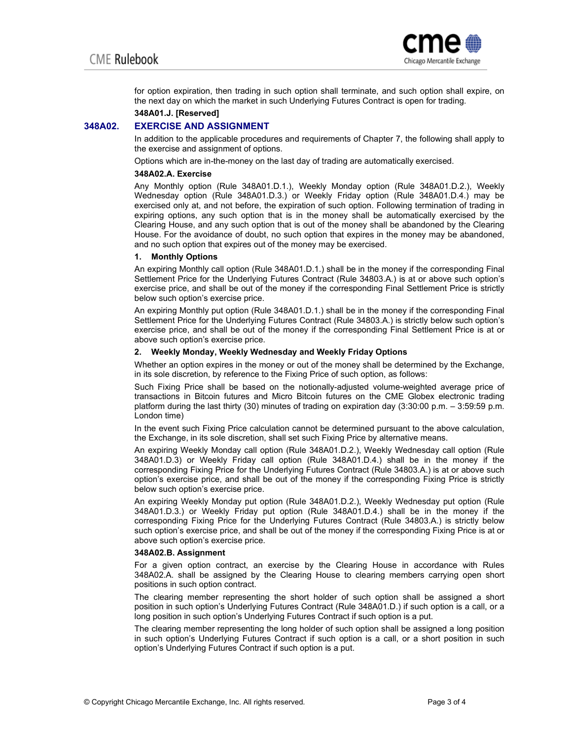for option expiration, then trading in such option shall terminate, and such option shall expire, on the next day on which the market in such Underlying Futures Contract is open for trading.

**348A01.J. [Reserved]**

## 348A02. EXERCISE AND ASSIGNMENT

In addition to the applicable procedures and requirements of Chapter 7, the following shall apply to the exercise and assignment of options.

Options which are in-the-money on the last day of trading are automatically exercised.

**348A02.A. Exercise**

Any Monthly option (Rule 348A01.D.1.), Weekly Monday option (Rule 348A01.D.2.), Weekly Wednesday option (Rule 348A01.D.3.) or Weekly Friday option (Rule 348A01.D.4.) may be exercised only at, and not before, the expiration of such option. Following termination of trading in expiring options, any such option that is in the money shall be automatically exercised by the Clearing House, and any such option that is out of the money shall be abandoned by the Clearing House. For the avoidance of doubt, no such option that expires in the money may be abandoned, and no such option that expires out of the money may be exercised.

**1. Monthly Options**

An expiring Monthly call option (Rule 348A01.D.1.) shall be in the money if the corresponding Final Settlement Price for the Underlying Futures Contract (Rule 34803.A.) is at or above such option's exercise price, and shall be out of the money if the corresponding Final Settlement Price is strictly below such option's exercise price.

An expiring Monthly put option (Rule 348A01.D.1.) shall be in the money if the corresponding Final Settlement Price for the Underlying Futures Contract (Rule 34803.A.) is strictly below such option's exercise price, and shall be out of the money if the corresponding Final Settlement Price is at or above such option's exercise price.

**2. Weekly Monday, Weekly Wednesday and Weekly Friday Options**

Whether an option expires in the money or out of the money shall be determined by the Exchange, in its sole discretion, by reference to the Fixing Price of such option, as follows:

Such Fixing Price shall be based on the notionally-adjusted volume-weighted average price of transactions in Bitcoin futures and Micro Bitcoin futures on the CME Globex electronic trading platform during the last thirty (30) minutes of trading on expiration day (3:30:00 p.m. – 3:59:59 p.m. London time)

In the event such Fixing Price calculation cannot be determined pursuant to the above calculation, the Exchange, in its sole discretion, shall set such Fixing Price by alternative means.

An expiring Weekly Monday call option (Rule 348A01.D.2.), Weekly Wednesday call option (Rule 348A01.D.3) or Weekly Friday call option (Rule 348A01.D.4.) shall be in the money if the corresponding Fixing Price for the Underlying Futures Contract (Rule 34803.A.) is at or above such option's exercise price, and shall be out of the money if the corresponding Fixing Price is strictly below such option's exercise price.

An expiring Weekly Monday put option (Rule 348A01.D.2.), Weekly Wednesday put option (Rule 348A01.D.3.) or Weekly Friday put option (Rule 348A01.D.4.) shall be in the money if the corresponding Fixing Price for the Underlying Futures Contract (Rule 34803.A.) is strictly below such option's exercise price, and shall be out of the money if the corresponding Fixing Price is at or above such option's exercise price.

**348A02.B. Assignment**

For a given option contract, an exercise by the Clearing House in accordance with Rules 348A02.A. shall be assigned by the Clearing House to clearing members carrying open short positions in such option contract.

The clearing member representing the short holder of such option shall be assigned a short position in such option's Underlying Futures Contract (Rule 348A01.D.) if such option is a call, or a long position in such option's Underlying Futures Contract if such option is a put.

The clearing member representing the long holder of such option shall be assigned a long position in such option's Underlying Futures Contract if such option is a call, or a short position in such option's Underlying Futures Contract if such option is a put.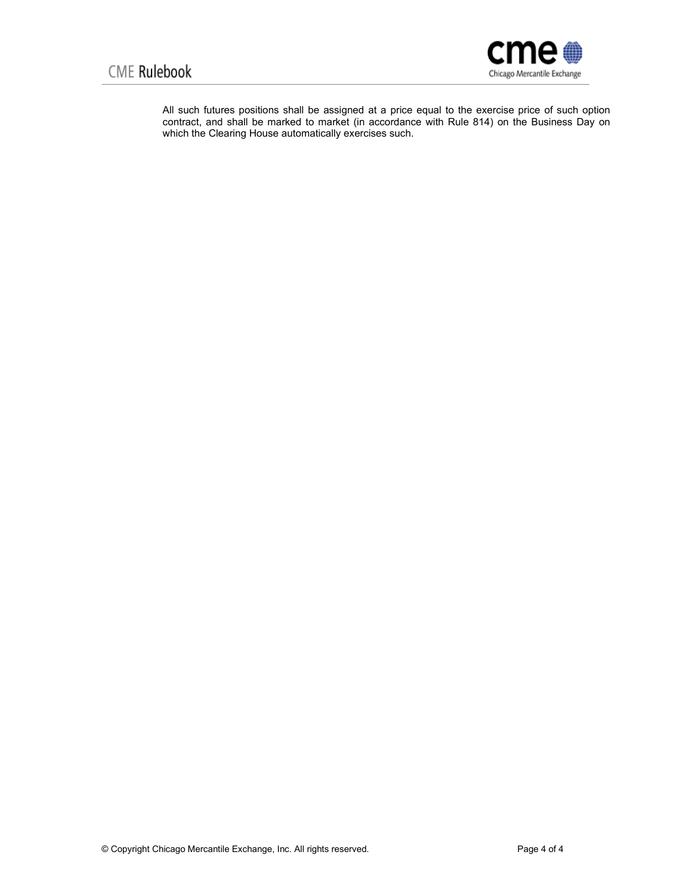All such futures positions shall be assigned at a price equal to the exercise price of such option contract, and shall be marked to market (in accordance with Rule 814) on the Business Day on which the Clearing House automatically exercises such.